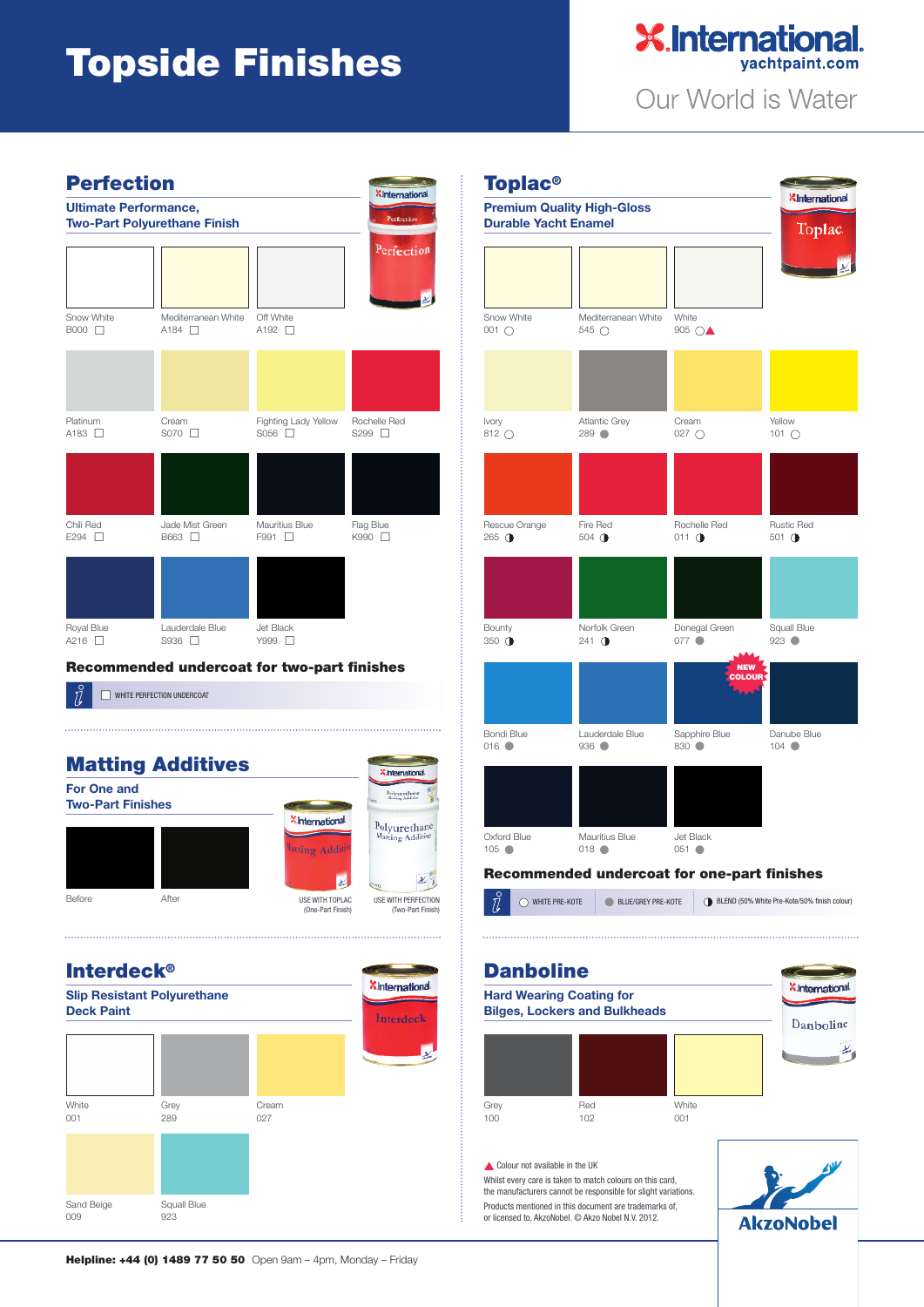# Topside Finishes

International. yachtpaint.com

Our World is Water

## Perfection

**Ultimate Performance, Two-Part Polyurethane Finish**

| Colour | Code |
|---|---|
| Snow White | B000 ☐ |
| Mediterranean White | A184 ☐ |
| Off White | A192 ☐ |
| Platinum | A183 ☐ |
| Cream | S070 ☐ |
| Fighting Lady Yellow | S056 ☐ |
| Rochelle Red | S299 ☐ |
| Chili Red | E294 ☐ |
| Jade Mist Green | B663 ☐ |
| Mauritius Blue | F991 ☐ |
| Flag Blue | K990 ☐ |
| Royal Blue | A216 ☐ |
| Lauderdale Blue | S936 ☐ |
| Jet Black | Y999 ☐ |

### Recommended undercoat for two-part finishes

☐ WHITE PERFECTION UNDERCOAT

## Matting Additives

**For One and Two-Part Finishes**

Before | After

USE WITH TOPLAC (One-Part Finish)

USE WITH PERFECTION (Two-Part Finish)

## Interdeck®

**Slip Resistant Polyurethane Deck Paint**

| Colour | Code |
|---|---|
| White | 001 |
| Grey | 289 |
| Cream | 027 |
| Sand Beige | 009 |
| Squall Blue | 923 |

## Toplac®

**Premium Quality High-Gloss Durable Yacht Enamel**

| Colour | Code |
|---|---|
| Snow White | 001 ○ |
| Mediterranean White | 545 ○ |
| White | 905 ○▲ |
| Ivory | 812 ○ |
| Atlantic Grey | 289 ● |
| Cream | 027 ○ |
| Yellow | 101 ○ |
| Rescue Orange | 265 ◑ |
| Fire Red | 504 ◑ |
| Rochelle Red | 011 ◑ |
| Rustic Red | 501 ◑ |
| Bounty | 350 ◑ |
| Norfolk Green | 241 ◑ |
| Donegal Green | 077 ● |
| Squall Blue | 923 ● |
| Bondi Blue | 016 ● |
| Lauderdale Blue | 936 ● |
| Sapphire Blue (NEW COLOUR) | 830 ● |
| Danube Blue | 104 ● |
| Oxford Blue | 105 ● |
| Mauritius Blue | 018 ● |
| Jet Black | 051 ● |

### Recommended undercoat for one-part finishes

○ WHITE PRE-KOTE | ● BLUE/GREY PRE-KOTE | ◑ BLEND (50% White Pre-Kote/50% finish colour)

## Danboline

**Hard Wearing Coating for Bilges, Lockers and Bulkheads**

| Colour | Code |
|---|---|
| Grey | 100 |
| Red | 102 |
| White | 001 |

▲ Colour not available in the UK

Whilst every care is taken to match colours on this card, the manufacturers cannot be responsible for slight variations.

Products mentioned in this document are trademarks of, or licensed to, AkzoNobel. © Akzo Nobel N.V. 2012.

AkzoNobel

**Helpline: +44 (0) 1489 77 50 50** Open 9am – 4pm, Monday – Friday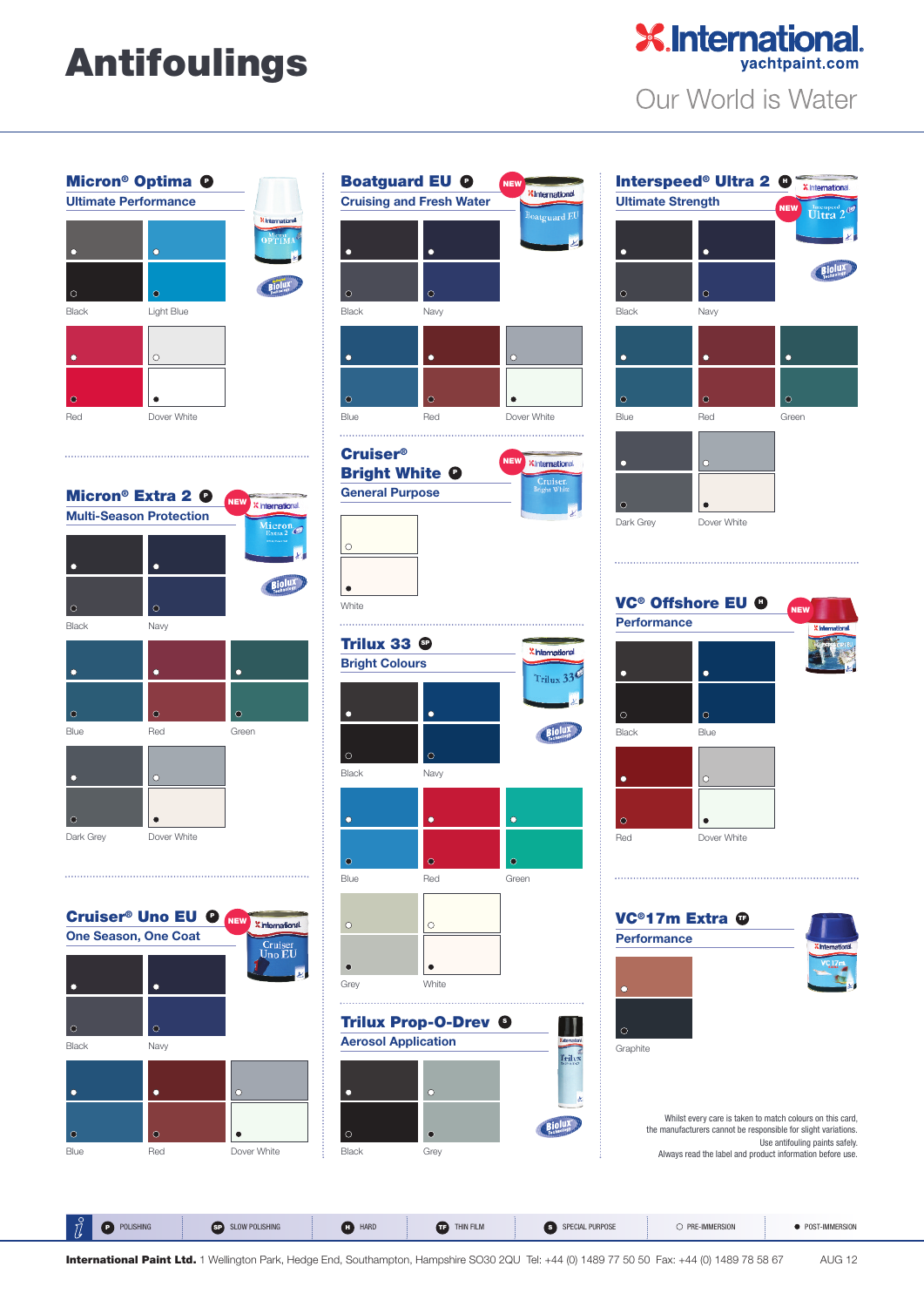# Antifoulings

International. yachtpaint.com

Our World is Water

## Micron® Optima P

**Ultimate Performance**

Black
Light Blue
Red
Dover White

## Micron® Extra 2 P

NEW

**Multi-Season Protection**

Black
Navy
Blue
Red
Green
Dark Grey
Dover White

## Cruiser® Uno EU P

NEW

**One Season, One Coat**

Black
Navy
Blue
Red
Dover White

## Boatguard EU P

NEW

**Cruising and Fresh Water**

Black
Navy
Blue
Red
Dover White

## Cruiser® Bright White P

NEW

**General Purpose**

White

## Trilux 33 SP

**Bright Colours**

Black
Navy
Blue
Red
Green
Grey
White

## Trilux Prop-O-Drev S

**Aerosol Application**

Black
Grey

## Interspeed® Ultra 2 H

NEW

**Ultimate Strength**

Black
Navy
Blue
Red
Green
Dark Grey
Dover White

## VC® Offshore EU H

NEW

**Performance**

Black
Blue
Red
Dover White

## VC®17m Extra TF

**Performance**

Graphite

Whilst every care is taken to match colours on this card, the manufacturers cannot be responsible for slight variations.
Use antifouling paints safely.
Always read the label and product information before use.

P POLISHING | SP SLOW POLISHING | H HARD | TF THIN FILM | S SPECIAL PURPOSE | ○ PRE-IMMERSION | ● POST-IMMERSION

**International Paint Ltd.** 1 Wellington Park, Hedge End, Southampton, Hampshire SO30 2QU Tel: +44 (0) 1489 77 50 50 Fax: +44 (0) 1489 78 58 67 AUG 12